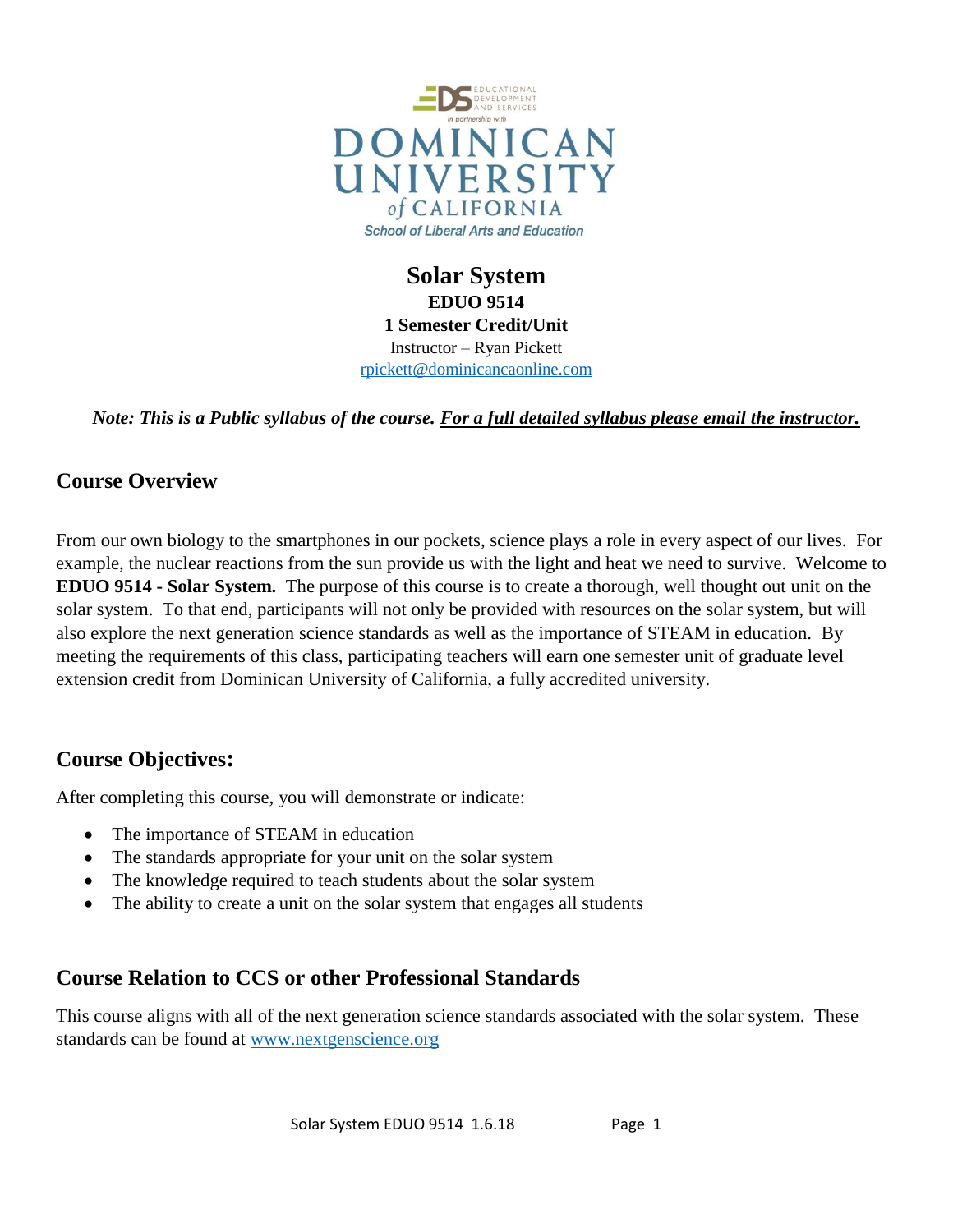EDS EDUCATIONAL DEVELOPMENT AND SERVICES

*in partnership with*

DOMINICAN UNIVERSITY of CALIFORNIA

*School of Liberal Arts and Education*

# Solar System

**EDUO 9514**

**1 Semester Credit/Unit**

Instructor – Ryan Pickett

rpickett@dominicancaonline.com

***Note: This is a Public syllabus of the course. For a full detailed syllabus please email the instructor.***

## Course Overview

From our own biology to the smartphones in our pockets, science plays a role in every aspect of our lives. For example, the nuclear reactions from the sun provide us with the light and heat we need to survive. Welcome to **EDUO 9514 - Solar System.** The purpose of this course is to create a thorough, well thought out unit on the solar system. To that end, participants will not only be provided with resources on the solar system, but will also explore the next generation science standards as well as the importance of STEAM in education. By meeting the requirements of this class, participating teachers will earn one semester unit of graduate level extension credit from Dominican University of California, a fully accredited university.

## Course Objectives:

After completing this course, you will demonstrate or indicate:

- The importance of STEAM in education
- The standards appropriate for your unit on the solar system
- The knowledge required to teach students about the solar system
- The ability to create a unit on the solar system that engages all students

## Course Relation to CCS or other Professional Standards

This course aligns with all of the next generation science standards associated with the solar system. These standards can be found at www.nextgenscience.org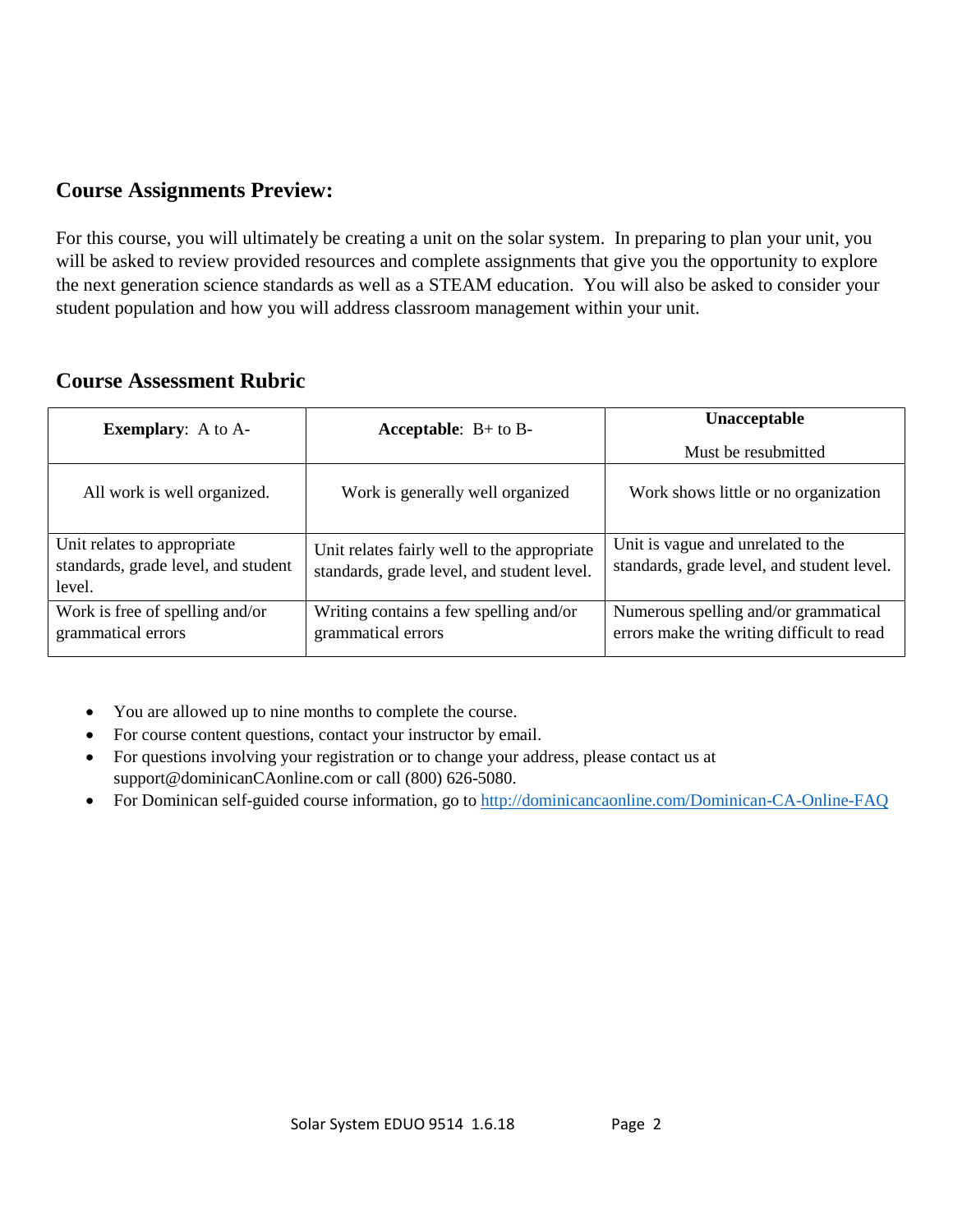## Course Assignments Preview:

For this course, you will ultimately be creating a unit on the solar system. In preparing to plan your unit, you will be asked to review provided resources and complete assignments that give you the opportunity to explore the next generation science standards as well as a STEAM education. You will also be asked to consider your student population and how you will address classroom management within your unit.

## Course Assessment Rubric

| **Exemplary**: A to A- | **Acceptable**: B+ to B- | **Unacceptable** Must be resubmitted |
|---|---|---|
| All work is well organized. | Work is generally well organized | Work shows little or no organization |
| Unit relates to appropriate standards, grade level, and student level. | Unit relates fairly well to the appropriate standards, grade level, and student level. | Unit is vague and unrelated to the standards, grade level, and student level. |
| Work is free of spelling and/or grammatical errors | Writing contains a few spelling and/or grammatical errors | Numerous spelling and/or grammatical errors make the writing difficult to read |

- You are allowed up to nine months to complete the course.
- For course content questions, contact your instructor by email.
- For questions involving your registration or to change your address, please contact us at support@dominicanCAonline.com or call (800) 626-5080.
- For Dominican self-guided course information, go to http://dominicancaonline.com/Dominican-CA-Online-FAQ